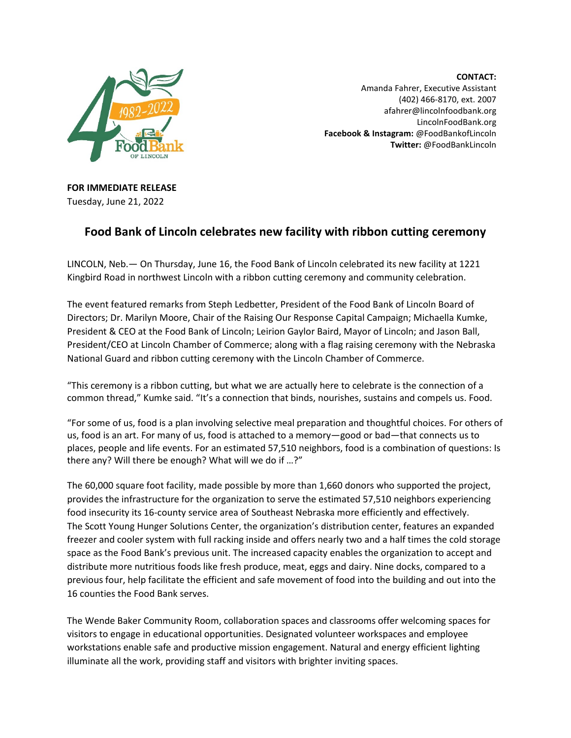**CONTACT:**
Amanda Fahrer, Executive Assistant
(402) 466-8170, ext. 2007
afahrer@lincolnfoodbank.org
LincolnFoodBank.org
**Facebook & Instagram:** @FoodBankofLincoln
**Twitter:** @FoodBankLincoln

**FOR IMMEDIATE RELEASE**
Tuesday, June 21, 2022

## Food Bank of Lincoln celebrates new facility with ribbon cutting ceremony

LINCOLN, Neb.— On Thursday, June 16, the Food Bank of Lincoln celebrated its new facility at 1221 Kingbird Road in northwest Lincoln with a ribbon cutting ceremony and community celebration.

The event featured remarks from Steph Ledbetter, President of the Food Bank of Lincoln Board of Directors; Dr. Marilyn Moore, Chair of the Raising Our Response Capital Campaign; Michaella Kumke, President & CEO at the Food Bank of Lincoln; Leirion Gaylor Baird, Mayor of Lincoln; and Jason Ball, President/CEO at Lincoln Chamber of Commerce; along with a flag raising ceremony with the Nebraska National Guard and ribbon cutting ceremony with the Lincoln Chamber of Commerce.

"This ceremony is a ribbon cutting, but what we are actually here to celebrate is the connection of a common thread," Kumke said. "It's a connection that binds, nourishes, sustains and compels us. Food.

"For some of us, food is a plan involving selective meal preparation and thoughtful choices. For others of us, food is an art. For many of us, food is attached to a memory—good or bad—that connects us to places, people and life events. For an estimated 57,510 neighbors, food is a combination of questions: Is there any? Will there be enough? What will we do if …?"

The 60,000 square foot facility, made possible by more than 1,660 donors who supported the project, provides the infrastructure for the organization to serve the estimated 57,510 neighbors experiencing food insecurity its 16-county service area of Southeast Nebraska more efficiently and effectively. The Scott Young Hunger Solutions Center, the organization's distribution center, features an expanded freezer and cooler system with full racking inside and offers nearly two and a half times the cold storage space as the Food Bank's previous unit. The increased capacity enables the organization to accept and distribute more nutritious foods like fresh produce, meat, eggs and dairy. Nine docks, compared to a previous four, help facilitate the efficient and safe movement of food into the building and out into the 16 counties the Food Bank serves.

The Wende Baker Community Room, collaboration spaces and classrooms offer welcoming spaces for visitors to engage in educational opportunities. Designated volunteer workspaces and employee workstations enable safe and productive mission engagement. Natural and energy efficient lighting illuminate all the work, providing staff and visitors with brighter inviting spaces.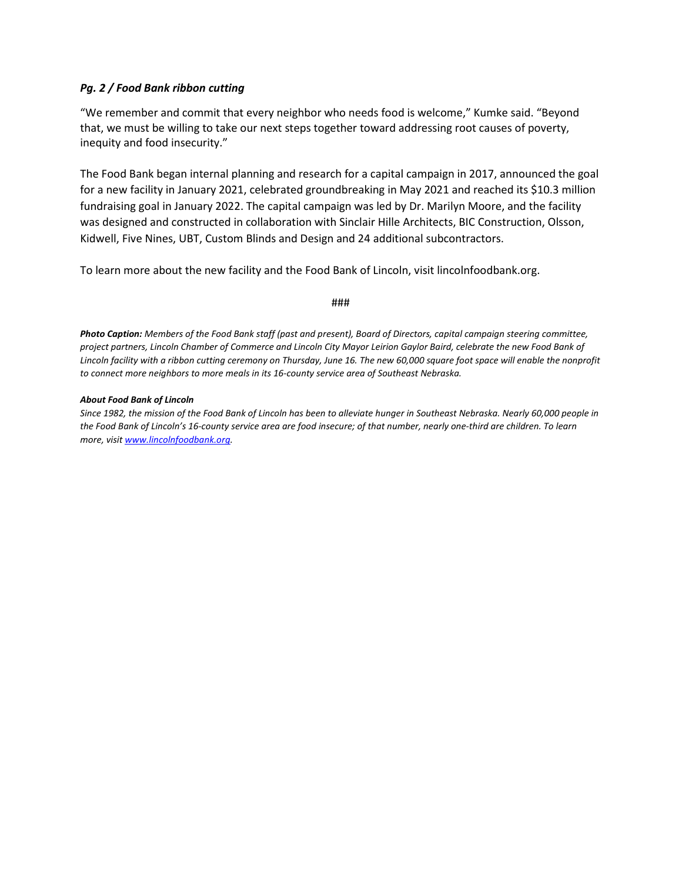*Pg. 2 / Food Bank ribbon cutting*

"We remember and commit that every neighbor who needs food is welcome," Kumke said. "Beyond that, we must be willing to take our next steps together toward addressing root causes of poverty, inequity and food insecurity."

The Food Bank began internal planning and research for a capital campaign in 2017, announced the goal for a new facility in January 2021, celebrated groundbreaking in May 2021 and reached its $10.3 million fundraising goal in January 2022. The capital campaign was led by Dr. Marilyn Moore, and the facility was designed and constructed in collaboration with Sinclair Hille Architects, BIC Construction, Olsson, Kidwell, Five Nines, UBT, Custom Blinds and Design and 24 additional subcontractors.

To learn more about the new facility and the Food Bank of Lincoln, visit lincolnfoodbank.org.

###

***Photo Caption:*** *Members of the Food Bank staff (past and present), Board of Directors, capital campaign steering committee, project partners, Lincoln Chamber of Commerce and Lincoln City Mayor Leirion Gaylor Baird, celebrate the new Food Bank of Lincoln facility with a ribbon cutting ceremony on Thursday, June 16. The new 60,000 square foot space will enable the nonprofit to connect more neighbors to more meals in its 16-county service area of Southeast Nebraska.*

***About Food Bank of Lincoln***

*Since 1982, the mission of the Food Bank of Lincoln has been to alleviate hunger in Southeast Nebraska. Nearly 60,000 people in the Food Bank of Lincoln's 16-county service area are food insecure; of that number, nearly one-third are children. To learn more, visit [www.lincolnfoodbank.org](www.lincolnfoodbank.org).*